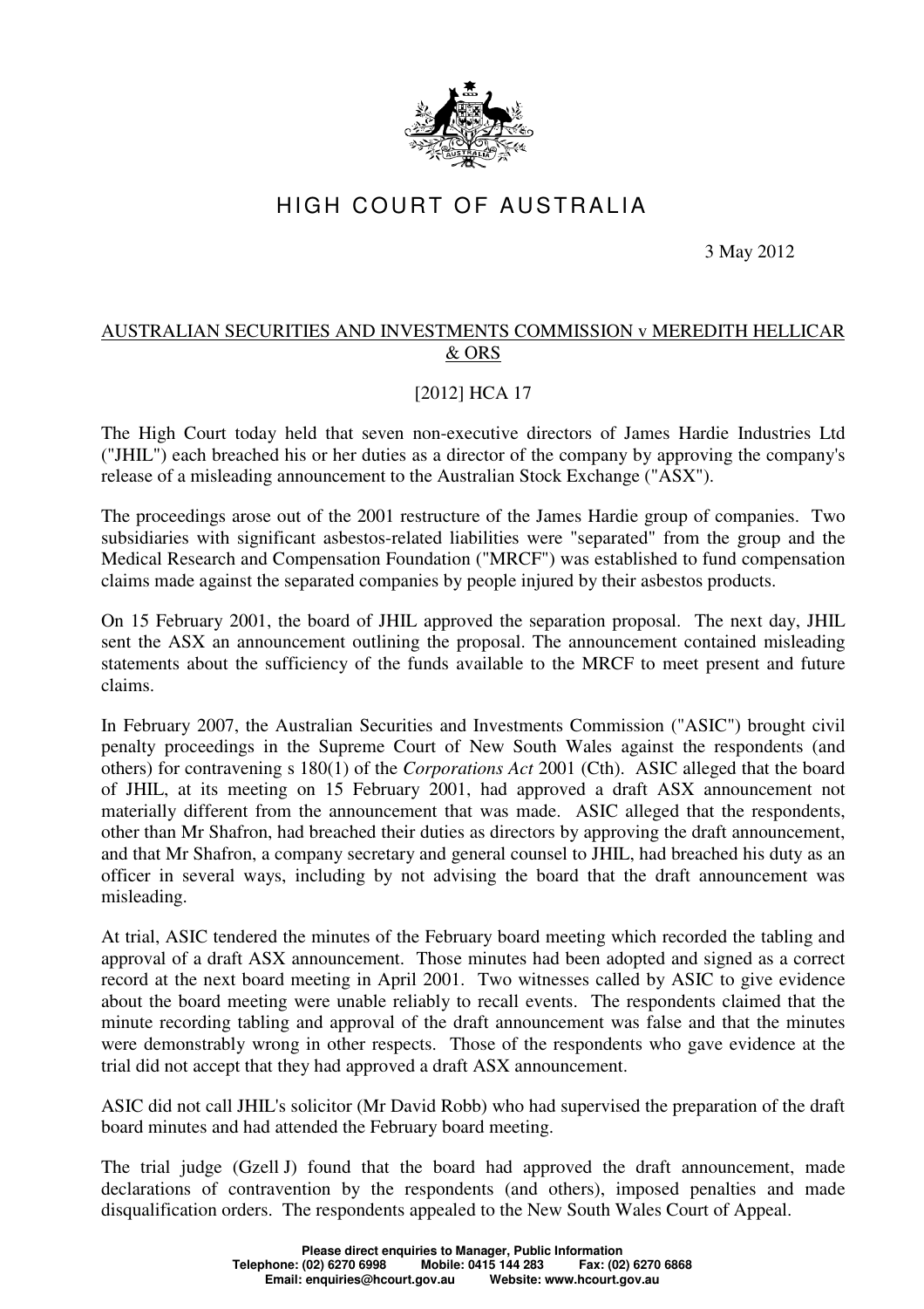# HIGH COURT OF AUSTRALIA

3 May 2012

## AUSTRALIAN SECURITIES AND INVESTMENTS COMMISSION v MEREDITH HELLICAR & ORS

[2012] HCA 17

The High Court today held that seven non-executive directors of James Hardie Industries Ltd ("JHIL") each breached his or her duties as a director of the company by approving the company's release of a misleading announcement to the Australian Stock Exchange ("ASX").

The proceedings arose out of the 2001 restructure of the James Hardie group of companies. Two subsidiaries with significant asbestos-related liabilities were "separated" from the group and the Medical Research and Compensation Foundation ("MRCF") was established to fund compensation claims made against the separated companies by people injured by their asbestos products.

On 15 February 2001, the board of JHIL approved the separation proposal. The next day, JHIL sent the ASX an announcement outlining the proposal. The announcement contained misleading statements about the sufficiency of the funds available to the MRCF to meet present and future claims.

In February 2007, the Australian Securities and Investments Commission ("ASIC") brought civil penalty proceedings in the Supreme Court of New South Wales against the respondents (and others) for contravening s 180(1) of the *Corporations Act* 2001 (Cth). ASIC alleged that the board of JHIL, at its meeting on 15 February 2001, had approved a draft ASX announcement not materially different from the announcement that was made. ASIC alleged that the respondents, other than Mr Shafron, had breached their duties as directors by approving the draft announcement, and that Mr Shafron, a company secretary and general counsel to JHIL, had breached his duty as an officer in several ways, including by not advising the board that the draft announcement was misleading.

At trial, ASIC tendered the minutes of the February board meeting which recorded the tabling and approval of a draft ASX announcement. Those minutes had been adopted and signed as a correct record at the next board meeting in April 2001. Two witnesses called by ASIC to give evidence about the board meeting were unable reliably to recall events. The respondents claimed that the minute recording tabling and approval of the draft announcement was false and that the minutes were demonstrably wrong in other respects. Those of the respondents who gave evidence at the trial did not accept that they had approved a draft ASX announcement.

ASIC did not call JHIL's solicitor (Mr David Robb) who had supervised the preparation of the draft board minutes and had attended the February board meeting.

The trial judge (Gzell J) found that the board had approved the draft announcement, made declarations of contravention by the respondents (and others), imposed penalties and made disqualification orders. The respondents appealed to the New South Wales Court of Appeal.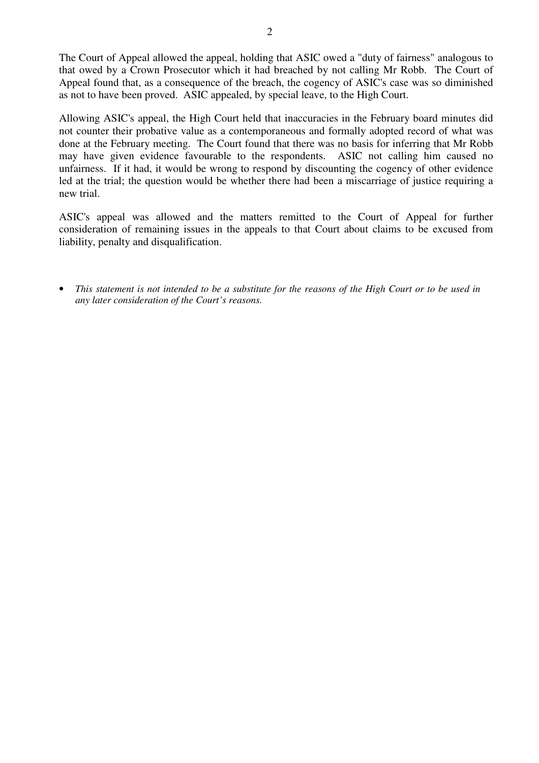The Court of Appeal allowed the appeal, holding that ASIC owed a "duty of fairness" analogous to that owed by a Crown Prosecutor which it had breached by not calling Mr Robb. The Court of Appeal found that, as a consequence of the breach, the cogency of ASIC's case was so diminished as not to have been proved. ASIC appealed, by special leave, to the High Court.

Allowing ASIC's appeal, the High Court held that inaccuracies in the February board minutes did not counter their probative value as a contemporaneous and formally adopted record of what was done at the February meeting. The Court found that there was no basis for inferring that Mr Robb may have given evidence favourable to the respondents. ASIC not calling him caused no unfairness. If it had, it would be wrong to respond by discounting the cogency of other evidence led at the trial; the question would be whether there had been a miscarriage of justice requiring a new trial.

ASIC's appeal was allowed and the matters remitted to the Court of Appeal for further consideration of remaining issues in the appeals to that Court about claims to be excused from liability, penalty and disqualification.

- *This statement is not intended to be a substitute for the reasons of the High Court or to be used in any later consideration of the Court's reasons.*